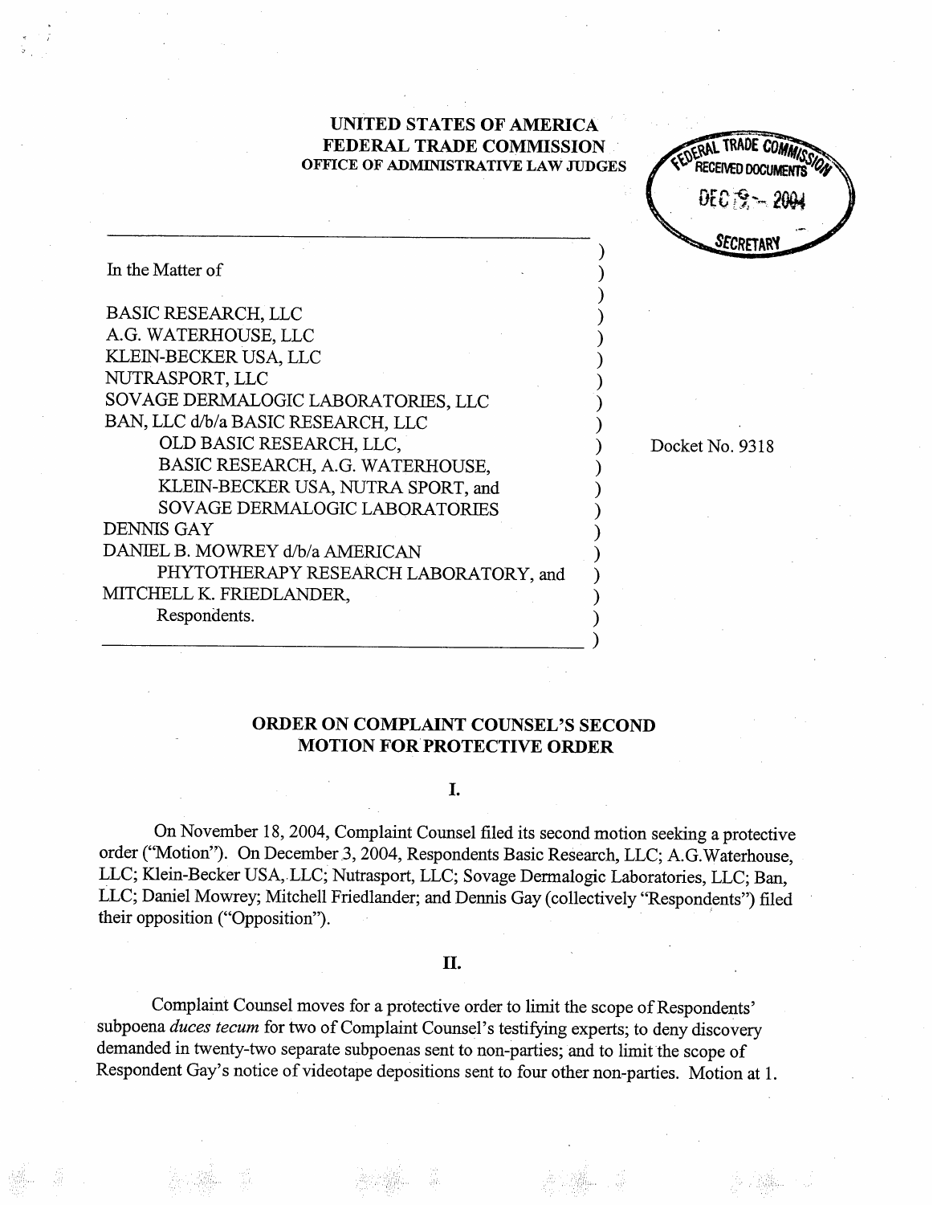**UNITED STATES OF AMERICA**
**FEDERAL TRADE COMMISSION**
**OFFICE OF ADMINISTRATIVE LAW JUDGES**

FEDERAL TRADE COMMISSION RECEIVED DOCUMENTS DEC 9 - 2004 SECRETARY

In the Matter of

BASIC RESEARCH, LLC
A.G. WATERHOUSE, LLC
KLEIN-BECKER USA, LLC
NUTRASPORT, LLC
SOVAGE DERMALOGIC LABORATORIES, LLC
BAN, LLC d/b/a BASIC RESEARCH, LLC
OLD BASIC RESEARCH, LLC,
BASIC RESEARCH, A.G. WATERHOUSE,
KLEIN-BECKER USA, NUTRA SPORT, and
SOVAGE DERMALOGIC LABORATORIES
DENNIS GAY
DANIEL B. MOWREY d/b/a AMERICAN
PHYTOTHERAPY RESEARCH LABORATORY, and
MITCHELL K. FRIEDLANDER,
Respondents.

Docket No. 9318

## ORDER ON COMPLAINT COUNSEL'S SECOND MOTION FOR PROTECTIVE ORDER

### I.

On November 18, 2004, Complaint Counsel filed its second motion seeking a protective order ("Motion"). On December 3, 2004, Respondents Basic Research, LLC; A.G.Waterhouse, LLC; Klein-Becker USA, LLC; Nutrasport, LLC; Sovage Dermalogic Laboratories, LLC; Ban, LLC; Daniel Mowrey; Mitchell Friedlander; and Dennis Gay (collectively "Respondents") filed their opposition ("Opposition").

### II.

Complaint Counsel moves for a protective order to limit the scope of Respondents' subpoena *duces tecum* for two of Complaint Counsel's testifying experts; to deny discovery demanded in twenty-two separate subpoenas sent to non-parties; and to limit the scope of Respondent Gay's notice of videotape depositions sent to four other non-parties. Motion at 1.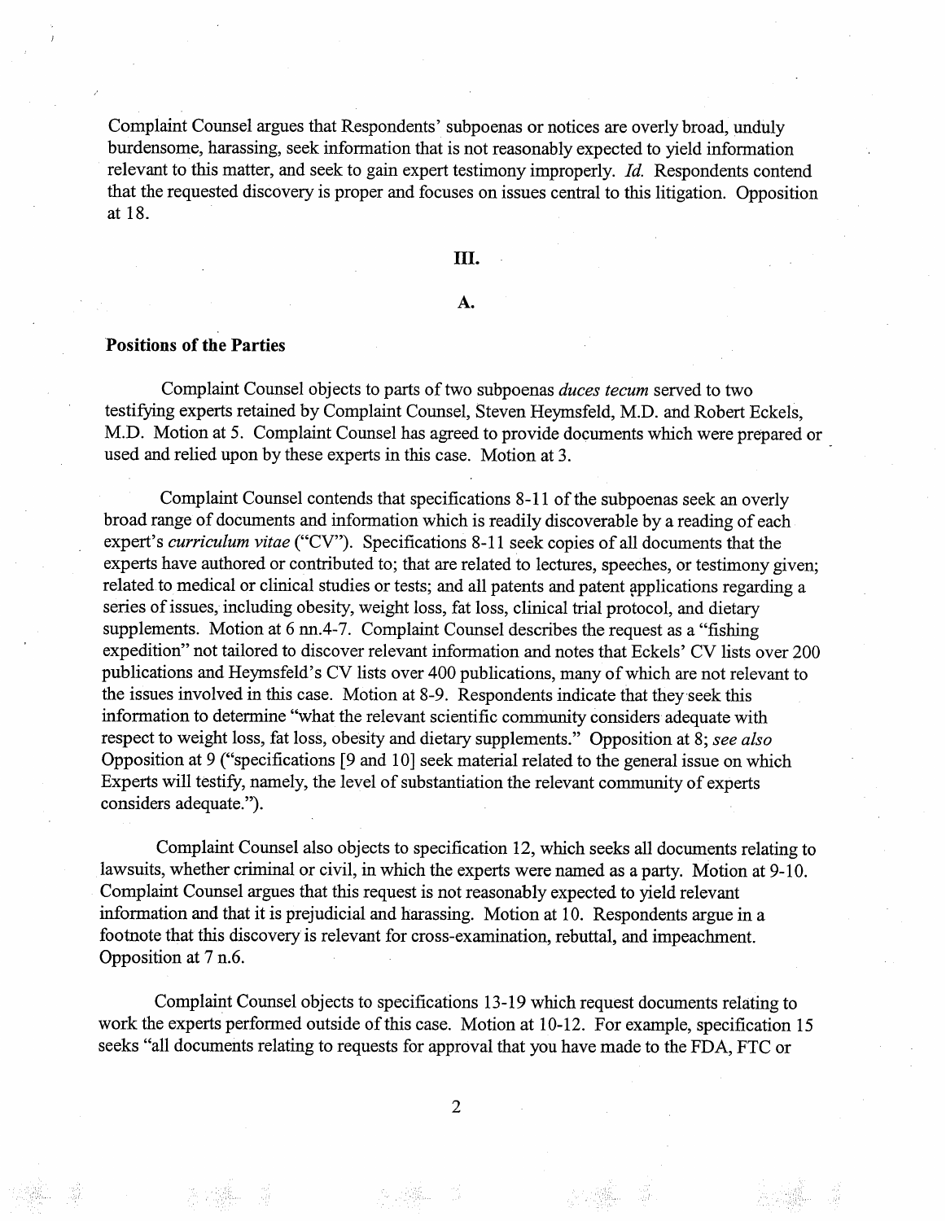Complaint Counsel argues that Respondents' subpoenas or notices are overly broad, unduly burdensome, harassing, seek information that is not reasonably expected to yield information relevant to this matter, and seek to gain expert testimony improperly. *Id.* Respondents contend that the requested discovery is proper and focuses on issues central to this litigation. Opposition at 18.

## III.

### A.

**Positions of the Parties**

Complaint Counsel objects to parts of two subpoenas *duces tecum* served to two testifying experts retained by Complaint Counsel, Steven Heymsfeld, M.D. and Robert Eckels, M.D. Motion at 5. Complaint Counsel has agreed to provide documents which were prepared or used and relied upon by these experts in this case. Motion at 3.

Complaint Counsel contends that specifications 8-11 of the subpoenas seek an overly broad range of documents and information which is readily discoverable by a reading of each expert's *curriculum vitae* ("CV"). Specifications 8-11 seek copies of all documents that the experts have authored or contributed to; that are related to lectures, speeches, or testimony given; related to medical or clinical studies or tests; and all patents and patent applications regarding a series of issues, including obesity, weight loss, fat loss, clinical trial protocol, and dietary supplements. Motion at 6 nn.4-7. Complaint Counsel describes the request as a "fishing expedition" not tailored to discover relevant information and notes that Eckels' CV lists over 200 publications and Heymsfeld's CV lists over 400 publications, many of which are not relevant to the issues involved in this case. Motion at 8-9. Respondents indicate that they seek this information to determine "what the relevant scientific community considers adequate with respect to weight loss, fat loss, obesity and dietary supplements." Opposition at 8; *see also* Opposition at 9 ("specifications [9 and 10] seek material related to the general issue on which Experts will testify, namely, the level of substantiation the relevant community of experts considers adequate.").

Complaint Counsel also objects to specification 12, which seeks all documents relating to lawsuits, whether criminal or civil, in which the experts were named as a party. Motion at 9-10. Complaint Counsel argues that this request is not reasonably expected to yield relevant information and that it is prejudicial and harassing. Motion at 10. Respondents argue in a footnote that this discovery is relevant for cross-examination, rebuttal, and impeachment. Opposition at 7 n.6.

Complaint Counsel objects to specifications 13-19 which request documents relating to work the experts performed outside of this case. Motion at 10-12. For example, specification 15 seeks "all documents relating to requests for approval that you have made to the FDA, FTC or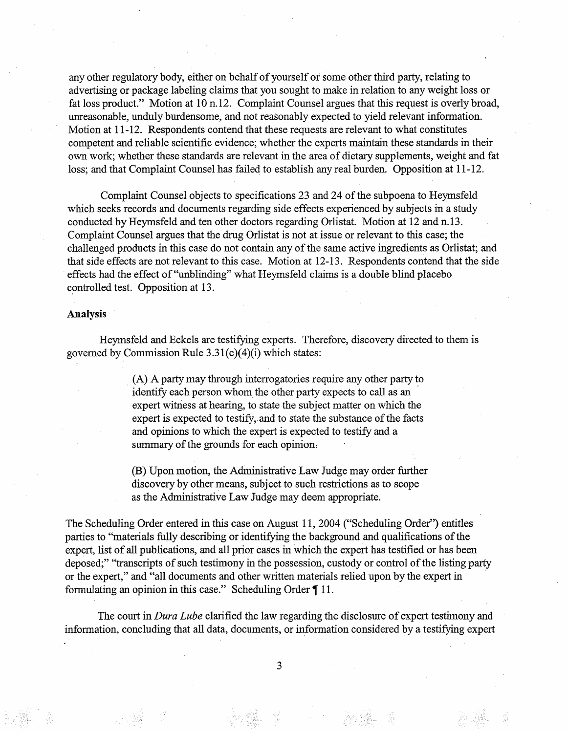any other regulatory body, either on behalf of yourself or some other third party, relating to advertising or package labeling claims that you sought to make in relation to any weight loss or fat loss product." Motion at 10 n.12. Complaint Counsel argues that this request is overly broad, unreasonable, unduly burdensome, and not reasonably expected to yield relevant information. Motion at 11-12. Respondents contend that these requests are relevant to what constitutes competent and reliable scientific evidence; whether the experts maintain these standards in their own work; whether these standards are relevant in the area of dietary supplements, weight and fat loss; and that Complaint Counsel has failed to establish any real burden. Opposition at 11-12.

Complaint Counsel objects to specifications 23 and 24 of the subpoena to Heymsfeld which seeks records and documents regarding side effects experienced by subjects in a study conducted by Heymsfeld and ten other doctors regarding Orlistat. Motion at 12 and n.13. Complaint Counsel argues that the drug Orlistat is not at issue or relevant to this case; the challenged products in this case do not contain any of the same active ingredients as Orlistat; and that side effects are not relevant to this case. Motion at 12-13. Respondents contend that the side effects had the effect of "unblinding" what Heymsfeld claims is a double blind placebo controlled test. Opposition at 13.

**Analysis**

Heymsfeld and Eckels are testifying experts. Therefore, discovery directed to them is governed by Commission Rule 3.31(c)(4)(i) which states:

> (A) A party may through interrogatories require any other party to identify each person whom the other party expects to call as an expert witness at hearing, to state the subject matter on which the expert is expected to testify, and to state the substance of the facts and opinions to which the expert is expected to testify and a summary of the grounds for each opinion.
>
> (B) Upon motion, the Administrative Law Judge may order further discovery by other means, subject to such restrictions as to scope as the Administrative Law Judge may deem appropriate.

The Scheduling Order entered in this case on August 11, 2004 ("Scheduling Order") entitles parties to "materials fully describing or identifying the background and qualifications of the expert, list of all publications, and all prior cases in which the expert has testified or has been deposed;" "transcripts of such testimony in the possession, custody or control of the listing party or the expert," and "all documents and other written materials relied upon by the expert in formulating an opinion in this case." Scheduling Order ¶ 11.

The court in *Dura Lube* clarified the law regarding the disclosure of expert testimony and information, concluding that all data, documents, or information considered by a testifying expert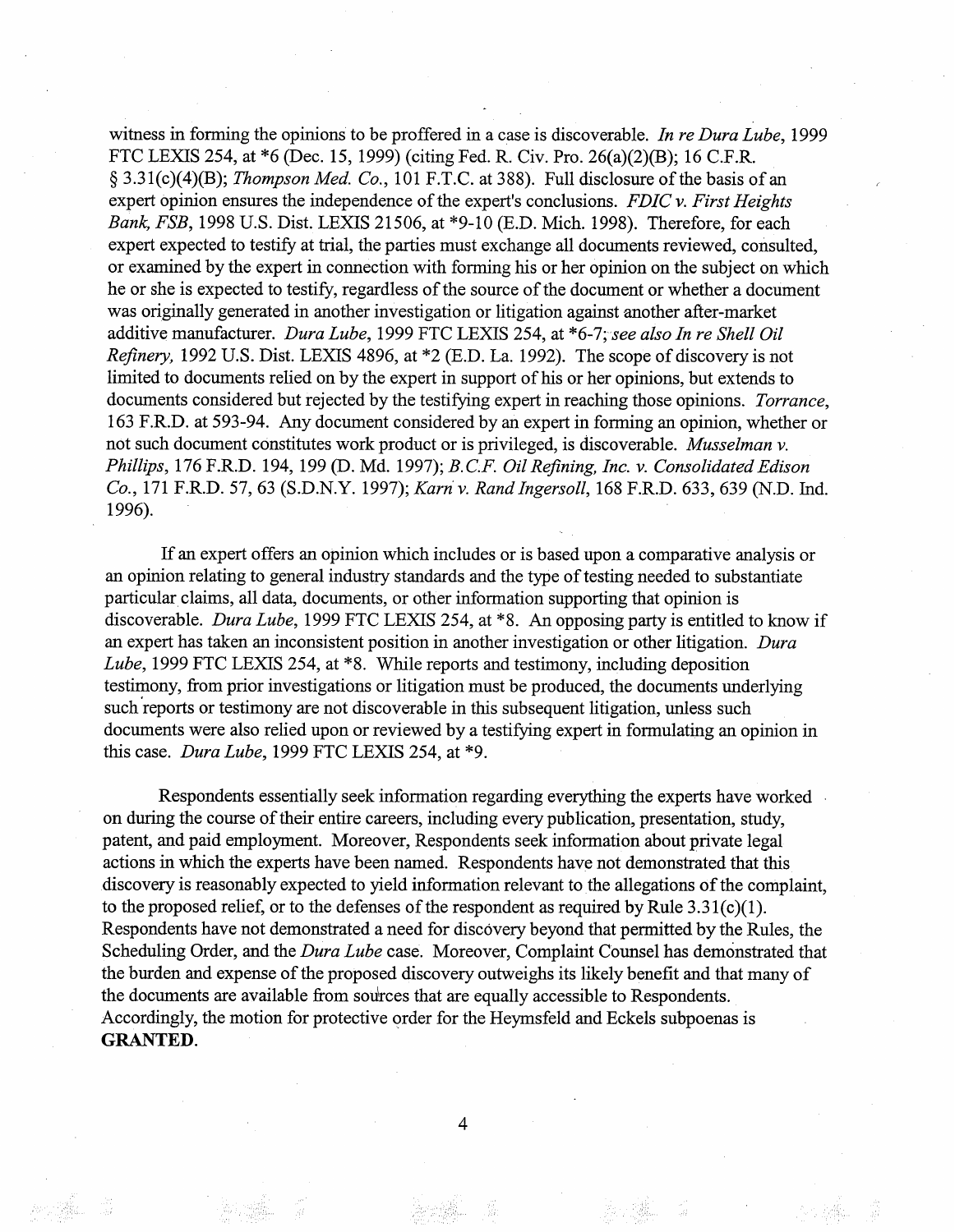witness in forming the opinions to be proffered in a case is discoverable. *In re Dura Lube*, 1999 FTC LEXIS 254, at *6 (Dec. 15, 1999) (citing Fed. R. Civ. Pro. 26(a)(2)(B); 16 C.F.R. § 3.31(c)(4)(B); *Thompson Med. Co.*, 101 F.T.C. at 388). Full disclosure of the basis of an expert opinion ensures the independence of the expert's conclusions. *FDIC v. First Heights Bank, FSB*, 1998 U.S. Dist. LEXIS 21506, at *9-10 (E.D. Mich. 1998). Therefore, for each expert expected to testify at trial, the parties must exchange all documents reviewed, consulted, or examined by the expert in connection with forming his or her opinion on the subject on which he or she is expected to testify, regardless of the source of the document or whether a document was originally generated in another investigation or litigation against another after-market additive manufacturer. *Dura Lube*, 1999 FTC LEXIS 254, at *6-7; *see also In re Shell Oil Refinery,* 1992 U.S. Dist. LEXIS 4896, at *2 (E.D. La. 1992). The scope of discovery is not limited to documents relied on by the expert in support of his or her opinions, but extends to documents considered but rejected by the testifying expert in reaching those opinions. *Torrance*, 163 F.R.D. at 593-94. Any document considered by an expert in forming an opinion, whether or not such document constitutes work product or is privileged, is discoverable. *Musselman v. Phillips*, 176 F.R.D. 194, 199 (D. Md. 1997); *B.C.F. Oil Refining, Inc. v. Consolidated Edison Co.*, 171 F.R.D. 57, 63 (S.D.N.Y. 1997); *Karn v. Rand Ingersoll*, 168 F.R.D. 633, 639 (N.D. Ind. 1996).

If an expert offers an opinion which includes or is based upon a comparative analysis or an opinion relating to general industry standards and the type of testing needed to substantiate particular claims, all data, documents, or other information supporting that opinion is discoverable. *Dura Lube*, 1999 FTC LEXIS 254, at *8. An opposing party is entitled to know if an expert has taken an inconsistent position in another investigation or other litigation. *Dura Lube*, 1999 FTC LEXIS 254, at *8. While reports and testimony, including deposition testimony, from prior investigations or litigation must be produced, the documents underlying such reports or testimony are not discoverable in this subsequent litigation, unless such documents were also relied upon or reviewed by a testifying expert in formulating an opinion in this case. *Dura Lube*, 1999 FTC LEXIS 254, at *9.

Respondents essentially seek information regarding everything the experts have worked on during the course of their entire careers, including every publication, presentation, study, patent, and paid employment. Moreover, Respondents seek information about private legal actions in which the experts have been named. Respondents have not demonstrated that this discovery is reasonably expected to yield information relevant to the allegations of the complaint, to the proposed relief, or to the defenses of the respondent as required by Rule 3.31(c)(1). Respondents have not demonstrated a need for discovery beyond that permitted by the Rules, the Scheduling Order, and the *Dura Lube* case. Moreover, Complaint Counsel has demonstrated that the burden and expense of the proposed discovery outweighs its likely benefit and that many of the documents are available from sources that are equally accessible to Respondents. Accordingly, the motion for protective order for the Heymsfeld and Eckels subpoenas is **GRANTED**.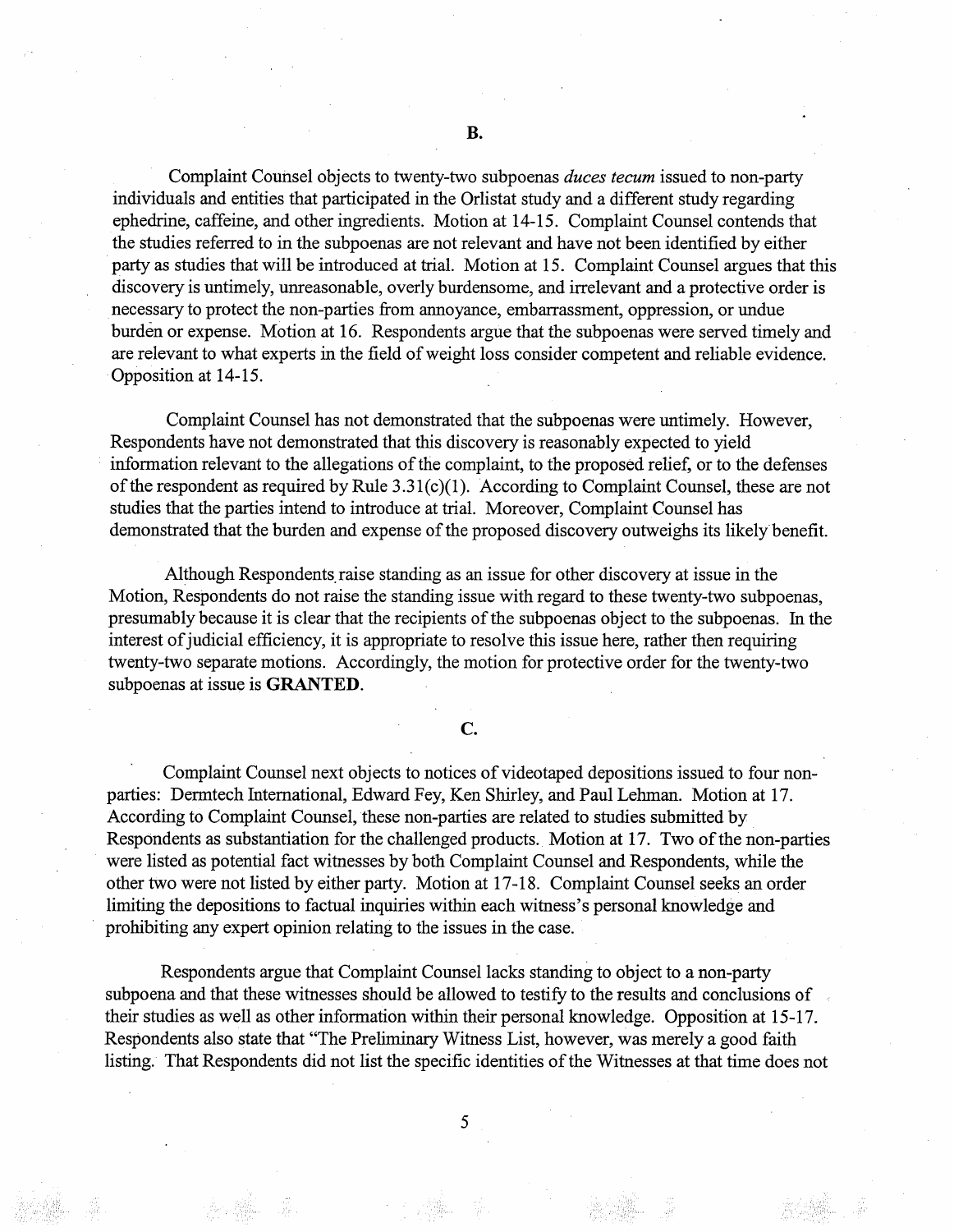**B.**

Complaint Counsel objects to twenty-two subpoenas *duces tecum* issued to non-party individuals and entities that participated in the Orlistat study and a different study regarding ephedrine, caffeine, and other ingredients. Motion at 14-15. Complaint Counsel contends that the studies referred to in the subpoenas are not relevant and have not been identified by either party as studies that will be introduced at trial. Motion at 15. Complaint Counsel argues that this discovery is untimely, unreasonable, overly burdensome, and irrelevant and a protective order is necessary to protect the non-parties from annoyance, embarrassment, oppression, or undue burden or expense. Motion at 16. Respondents argue that the subpoenas were served timely and are relevant to what experts in the field of weight loss consider competent and reliable evidence. Opposition at 14-15.

Complaint Counsel has not demonstrated that the subpoenas were untimely. However, Respondents have not demonstrated that this discovery is reasonably expected to yield information relevant to the allegations of the complaint, to the proposed relief, or to the defenses of the respondent as required by Rule 3.31(c)(1). According to Complaint Counsel, these are not studies that the parties intend to introduce at trial. Moreover, Complaint Counsel has demonstrated that the burden and expense of the proposed discovery outweighs its likely benefit.

Although Respondents raise standing as an issue for other discovery at issue in the Motion, Respondents do not raise the standing issue with regard to these twenty-two subpoenas, presumably because it is clear that the recipients of the subpoenas object to the subpoenas. In the interest of judicial efficiency, it is appropriate to resolve this issue here, rather then requiring twenty-two separate motions. Accordingly, the motion for protective order for the twenty-two subpoenas at issue is **GRANTED**.

**C.**

Complaint Counsel next objects to notices of videotaped depositions issued to four non-parties: Dermtech International, Edward Fey, Ken Shirley, and Paul Lehman. Motion at 17. According to Complaint Counsel, these non-parties are related to studies submitted by Respondents as substantiation for the challenged products. Motion at 17. Two of the non-parties were listed as potential fact witnesses by both Complaint Counsel and Respondents, while the other two were not listed by either party. Motion at 17-18. Complaint Counsel seeks an order limiting the depositions to factual inquiries within each witness's personal knowledge and prohibiting any expert opinion relating to the issues in the case.

Respondents argue that Complaint Counsel lacks standing to object to a non-party subpoena and that these witnesses should be allowed to testify to the results and conclusions of their studies as well as other information within their personal knowledge. Opposition at 15-17. Respondents also state that "The Preliminary Witness List, however, was merely a good faith listing. That Respondents did not list the specific identities of the Witnesses at that time does not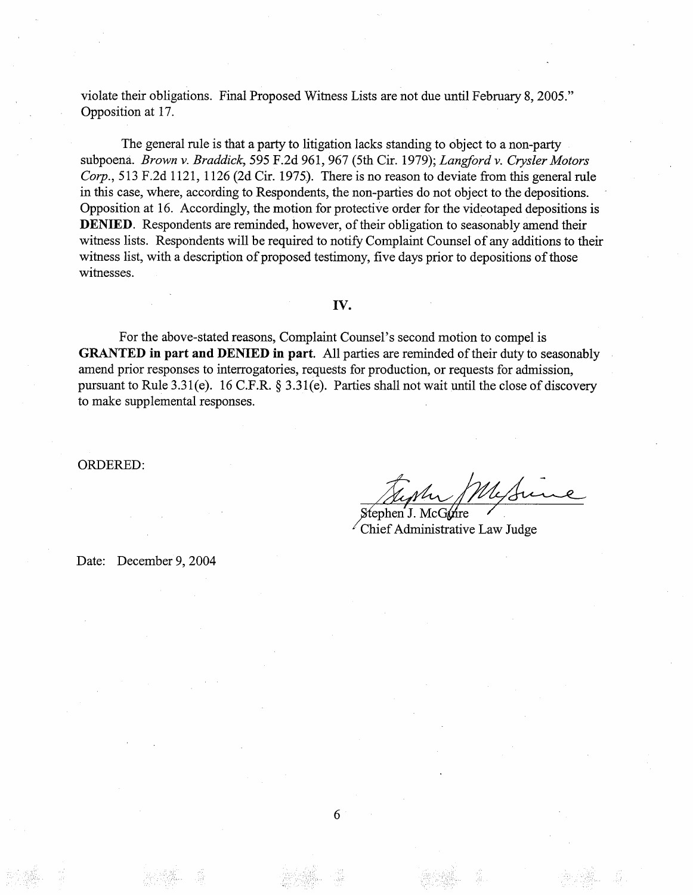violate their obligations. Final Proposed Witness Lists are not due until February 8, 2005." Opposition at 17.

The general rule is that a party to litigation lacks standing to object to a non-party subpoena. *Brown v. Braddick*, 595 F.2d 961, 967 (5th Cir. 1979); *Langford v. Crysler Motors Corp.*, 513 F.2d 1121, 1126 (2d Cir. 1975). There is no reason to deviate from this general rule in this case, where, according to Respondents, the non-parties do not object to the depositions. Opposition at 16. Accordingly, the motion for protective order for the videotaped depositions is **DENIED**. Respondents are reminded, however, of their obligation to seasonably amend their witness lists. Respondents will be required to notify Complaint Counsel of any additions to their witness list, with a description of proposed testimony, five days prior to depositions of those witnesses.

## IV.

For the above-stated reasons, Complaint Counsel's second motion to compel is **GRANTED in part and DENIED in part**. All parties are reminded of their duty to seasonably amend prior responses to interrogatories, requests for production, or requests for admission, pursuant to Rule 3.31(e). 16 C.F.R. § 3.31(e). Parties shall not wait until the close of discovery to make supplemental responses.

ORDERED:

Stephen J. McGuire
Chief Administrative Law Judge

Date: December 9, 2004